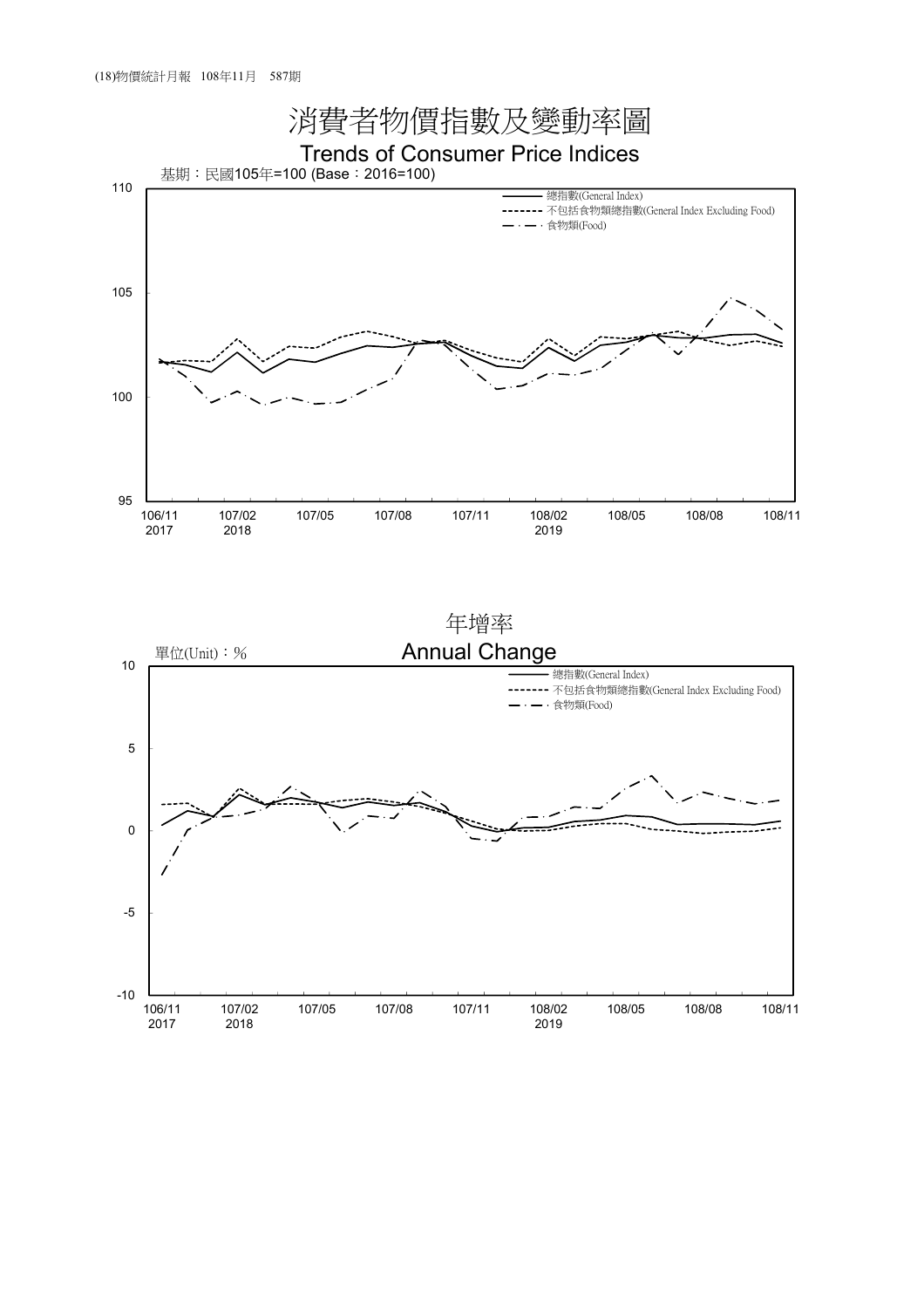# 消費者物價指數及變動率圖

## Trends of Consumer Price Indices

基期：民國105年=100 (Base：2016=100)

總指數(General Index)
不包括食物類總指數(General Index Excluding Food)
食物類(Food)

110
105
100
95

106/11 2017 | 107/02 2018 | 107/05 | 107/08 | 107/11 | 108/02 2019 | 108/05 | 108/08 | 108/11

## 年增率

## Annual Change

單位(Unit)：%

總指數(General Index)
不包括食物類總指數(General Index Excluding Food)
食物類(Food)

10
5
0
-5
-10

106/11 2017 | 107/02 2018 | 107/05 | 107/08 | 107/11 | 108/02 2019 | 108/05 | 108/08 | 108/11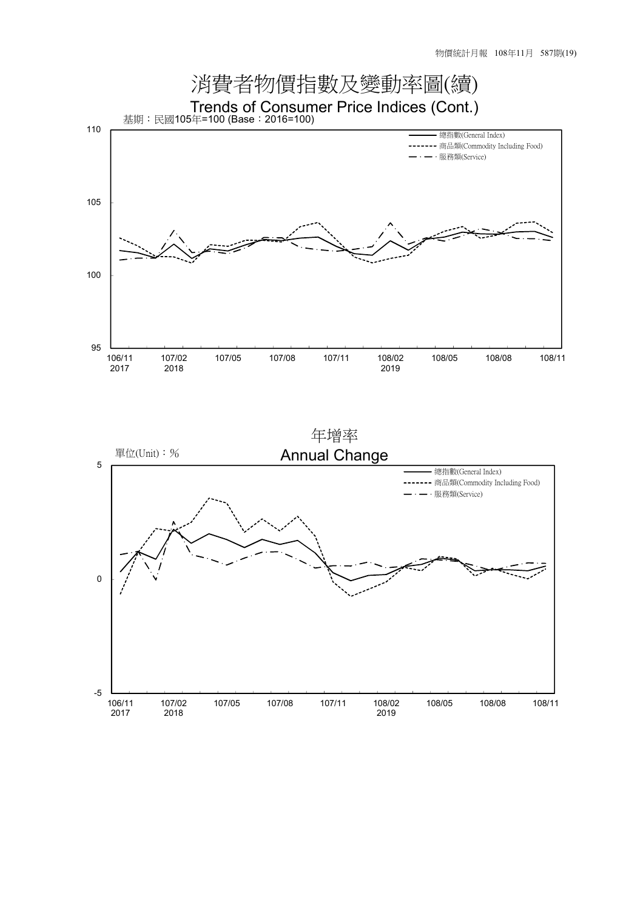# 消費者物價指數及變動率圖(續)

## Trends of Consumer Price Indices (Cont.)

基期：民國105年=100 (Base：2016=100)

總指數(General Index)
商品類(Commodity Including Food)
服務類(Service)

110
105
100
95

106/11 2017 | 107/02 2018 | 107/05 | 107/08 | 107/11 | 108/02 2019 | 108/05 | 108/08 | 108/11

## 年增率

## Annual Change

單位(Unit)：%

總指數(General Index)
商品類(Commodity Including Food)
服務類(Service)

5
0
-5

106/11 2017 | 107/02 2018 | 107/05 | 107/08 | 107/11 | 108/02 2019 | 108/05 | 108/08 | 108/11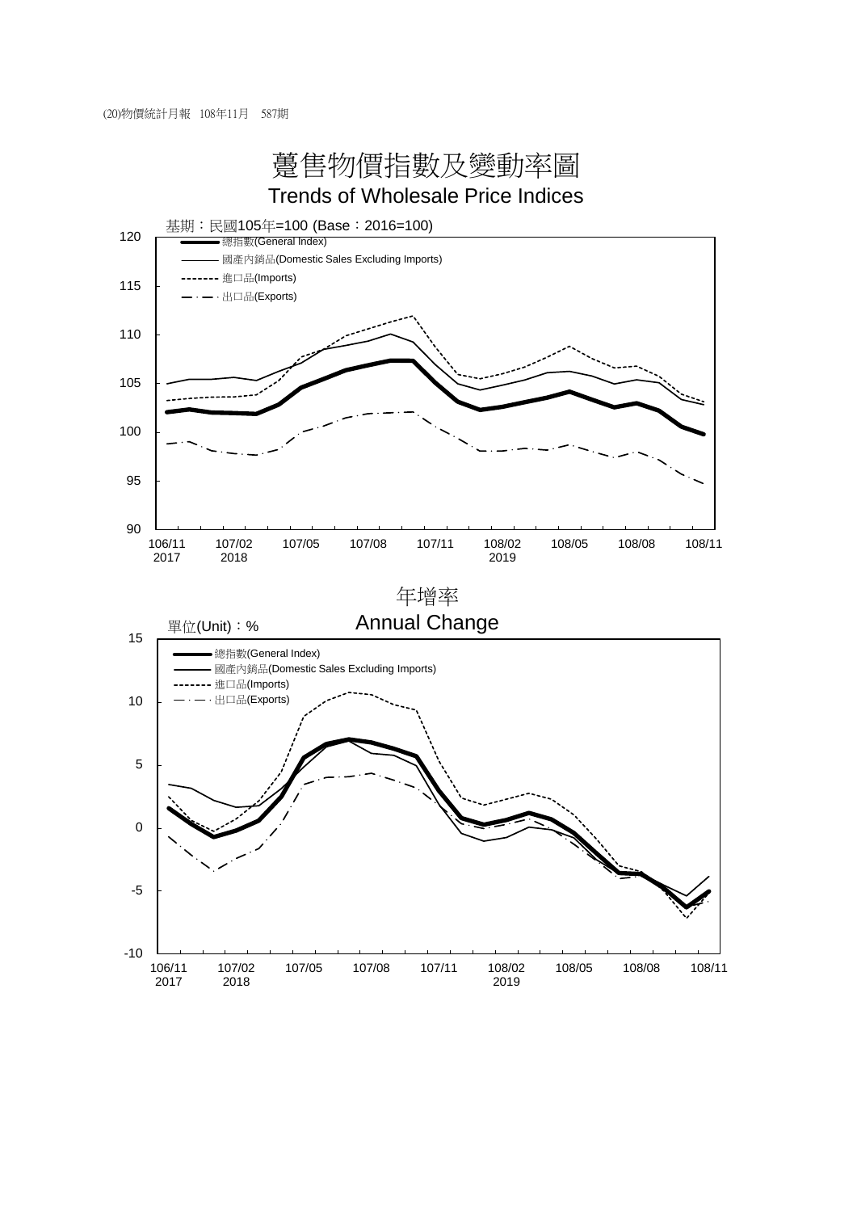# 躉售物價指數及變動率圖

## Trends of Wholesale Price Indices

基期：民國105年=100 (Base：2016=100)

總指數(General Index)
國產內銷品(Domestic Sales Excluding Imports)
進口品(Imports)
出口品(Exports)

120
115
110
105
100
95
90

106/11 2017
107/02 2018
107/05
107/08
107/11
108/02 2019
108/05
108/08
108/11

## 年增率

## Annual Change

單位(Unit)：%

總指數(General Index)
國產內銷品(Domestic Sales Excluding Imports)
進口品(Imports)
出口品(Exports)

15
10
5
0
-5
-10

106/11 2017
107/02 2018
107/05
107/08
107/11
108/02 2019
108/05
108/08
108/11